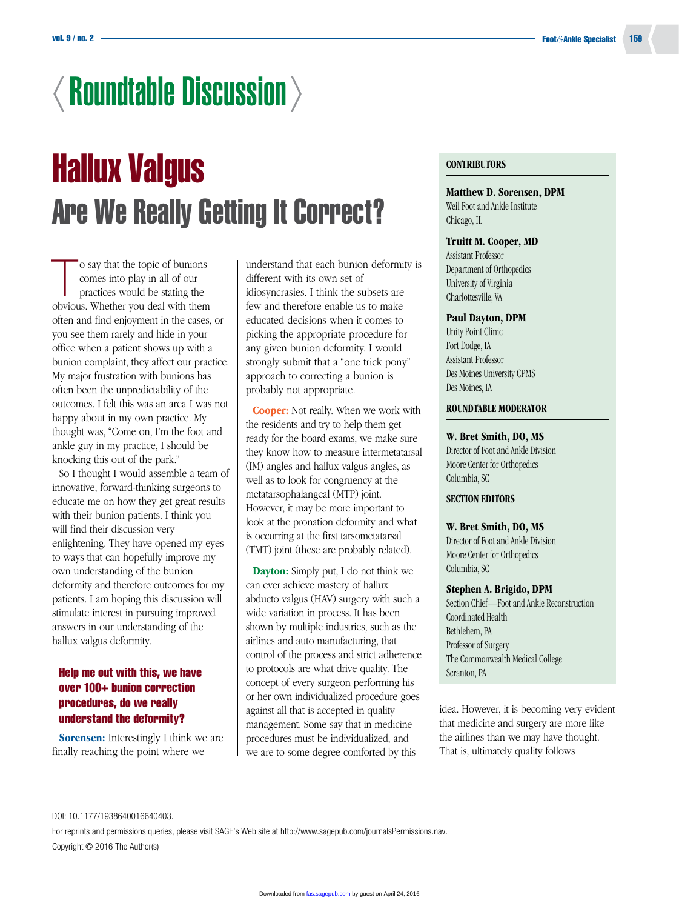⟨ Roundtable Discussion ⟩

# Hallux Valgus

## Are We Really Getting It Correct?

To say that the topic of bunions comes into play in all of our practices would be stating the obvious. Whether you deal with them often and find enjoyment in the cases, or you see them rarely and hide in your office when a patient shows up with a bunion complaint, they affect our practice. My major frustration with bunions has often been the unpredictability of the outcomes. I felt this was an area I was not happy about in my own practice. My thought was, "Come on, I'm the foot and ankle guy in my practice, I should be knocking this out of the park."

So I thought I would assemble a team of innovative, forward-thinking surgeons to educate me on how they get great results with their bunion patients. I think you will find their discussion very enlightening. They have opened my eyes to ways that can hopefully improve my own understanding of the bunion deformity and therefore outcomes for my patients. I am hoping this discussion will stimulate interest in pursuing improved answers in our understanding of the hallux valgus deformity.

**CONTRIBUTORS**

**Matthew D. Sorensen, DPM**
Weil Foot and Ankle Institute
Chicago, IL

**Truitt M. Cooper, MD**
Assistant Professor
Department of Orthopedics
University of Virginia
Charlottesville, VA

**Paul Dayton, DPM**
Unity Point Clinic
Fort Dodge, IA
Assistant Professor
Des Moines University CPMS
Des Moines, IA

**ROUNDTABLE MODERATOR**

**W. Bret Smith, DO, MS**
Director of Foot and Ankle Division
Moore Center for Orthopedics
Columbia, SC

**SECTION EDITORS**

**W. Bret Smith, DO, MS**
Director of Foot and Ankle Division
Moore Center for Orthopedics
Columbia, SC

**Stephen A. Brigido, DPM**
Section Chief—Foot and Ankle Reconstruction
Coordinated Health
Bethlehem, PA
Professor of Surgery
The Commonwealth Medical College
Scranton, PA

### Help me out with this, we have over 100+ bunion correction procedures, do we really understand the deformity?

**Sorensen:** Interestingly I think we are finally reaching the point where we understand that each bunion deformity is different with its own set of idiosyncrasies. I think the subsets are few and therefore enable us to make educated decisions when it comes to picking the appropriate procedure for any given bunion deformity. I would strongly submit that a "one trick pony" approach to correcting a bunion is probably not appropriate.

**Cooper:** Not really. When we work with the residents and try to help them get ready for the board exams, we make sure they know how to measure intermetatarsal (IM) angles and hallux valgus angles, as well as to look for congruency at the metatarsophalangeal (MTP) joint. However, it may be more important to look at the pronation deformity and what is occurring at the first tarsometatarsal (TMT) joint (these are probably related).

**Dayton:** Simply put, I do not think we can ever achieve mastery of hallux abducto valgus (HAV) surgery with such a wide variation in process. It has been shown by multiple industries, such as the airlines and auto manufacturing, that control of the process and strict adherence to protocols are what drive quality. The concept of every surgeon performing his or her own individualized procedure goes against all that is accepted in quality management. Some say that in medicine procedures must be individualized, and we are to some degree comforted by this idea. However, it is becoming very evident that medicine and surgery are more like the airlines than we may have thought. That is, ultimately quality follows

DOI: 10.1177/1938640016640403.

For reprints and permissions queries, please visit SAGE's Web site at http://www.sagepub.com/journalsPermissions.nav.

Copyright © 2016 The Author(s)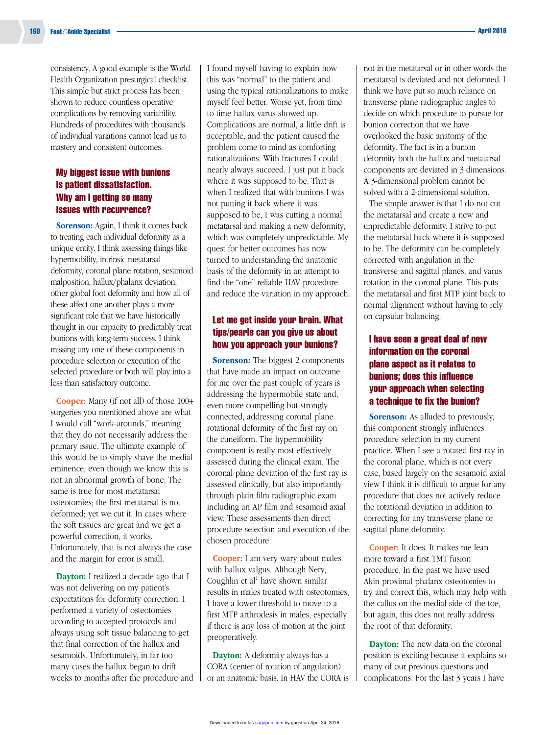consistency. A good example is the World Health Organization presurgical checklist. This simple but strict process has been shown to reduce countless operative complications by removing variability. Hundreds of procedures with thousands of individual variations cannot lead us to mastery and consistent outcomes.

### My biggest issue with bunions is patient dissatisfaction. Why am I getting so many issues with recurrence?

**Sorenson:** Again, I think it comes back to treating each individual deformity as a unique entity. I think assessing things like hypermobility, intrinsic metatarsal deformity, coronal plane rotation, sesamoid malposition, hallux/phalanx deviation, other global foot deformity and how all of these affect one another plays a more significant role that we have historically thought in our capacity to predictably treat bunions with long-term success. I think missing any one of these components in procedure selection or execution of the selected procedure or both will play into a less than satisfactory outcome.

**Cooper:** Many (if not all) of those 100+ surgeries you mentioned above are what I would call "work-arounds," meaning that they do not necessarily address the primary issue. The ultimate example of this would be to simply shave the medial eminence, even though we know this is not an abnormal growth of bone. The same is true for most metatarsal osteotomies; the first metatarsal is not deformed; yet we cut it. In cases where the soft tissues are great and we get a powerful correction, it works. Unfortunately, that is not always the case and the margin for error is small.

**Dayton:** I realized a decade ago that I was not delivering on my patient's expectations for deformity correction. I performed a variety of osteotomies according to accepted protocols and always using soft tissue balancing to get that final correction of the hallux and sesamoids. Unfortunately, in far too many cases the hallux began to drift weeks to months after the procedure and I found myself having to explain how this was "normal" to the patient and using the typical rationalizations to make myself feel better. Worse yet, from time to time hallux varus showed up. Complications are normal, a little drift is acceptable, and the patient caused the problem come to mind as comforting rationalizations. With fractures I could nearly always succeed. I just put it back where it was supposed to be. That is when I realized that with bunions I was not putting it back where it was supposed to be, I was cutting a normal metatarsal and making a new deformity, which was completely unpredictable. My quest for better outcomes has now turned to understanding the anatomic basis of the deformity in an attempt to find the "one" reliable HAV procedure and reduce the variation in my approach.

### Let me get inside your brain. What tips/pearls can you give us about how you approach your bunions?

**Sorenson:** The biggest 2 components that have made an impact on outcome for me over the past couple of years is addressing the hypermobile state and, even more compelling but strongly connected, addressing coronal plane rotational deformity of the first ray on the cuneiform. The hypermobility component is really most effectively assessed during the clinical exam. The coronal plane deviation of the first ray is assessed clinically, but also importantly through plain film radiographic exam including an AP film and sesamoid axial view. These assessments then direct procedure selection and execution of the chosen procedure.

**Cooper:** I am very wary about males with hallux valgus. Although Nery, Coughlin et al[1] have shown similar results in males treated with osteotomies, I have a lower threshold to move to a first MTP arthrodesis in males, especially if there is any loss of motion at the joint preoperatively.

**Dayton:** A deformity always has a CORA (center of rotation of angulation) or an anatomic basis. In HAV the CORA is not in the metatarsal or in other words the metatarsal is deviated and not deformed. I think we have put so much reliance on transverse plane radiographic angles to decide on which procedure to pursue for bunion correction that we have overlooked the basic anatomy of the deformity. The fact is in a bunion deformity both the hallux and metatarsal components are deviated in 3 dimensions. A 3-dimensional problem cannot be solved with a 2-dimensional solution.

The simple answer is that I do not cut the metatarsal and create a new and unpredictable deformity. I strive to put the metatarsal back where it is supposed to be. The deformity can be completely corrected with angulation in the transverse and sagittal planes, and varus rotation in the coronal plane. This puts the metatarsal and first MTP joint back to normal alignment without having to rely on capsular balancing.

### I have seen a great deal of new information on the coronal plane aspect as it relates to bunions; does this influence your approach when selecting a technique to fix the bunion?

**Sorenson:** As alluded to previously, this component strongly influences procedure selection in my current practice. When I see a rotated first ray in the coronal plane, which is not every case, based largely on the sesamoid axial view I think it is difficult to argue for any procedure that does not actively reduce the rotational deviation in addition to correcting for any transverse plane or sagittal plane deformity.

**Cooper:** It does. It makes me lean more toward a first TMT fusion procedure. In the past we have used Akin proximal phalanx osteotomies to try and correct this, which may help with the callus on the medial side of the toe, but again, this does not really address the root of that deformity.

**Dayton:** The new data on the coronal position is exciting because it explains so many of our previous questions and complications. For the last 3 years I have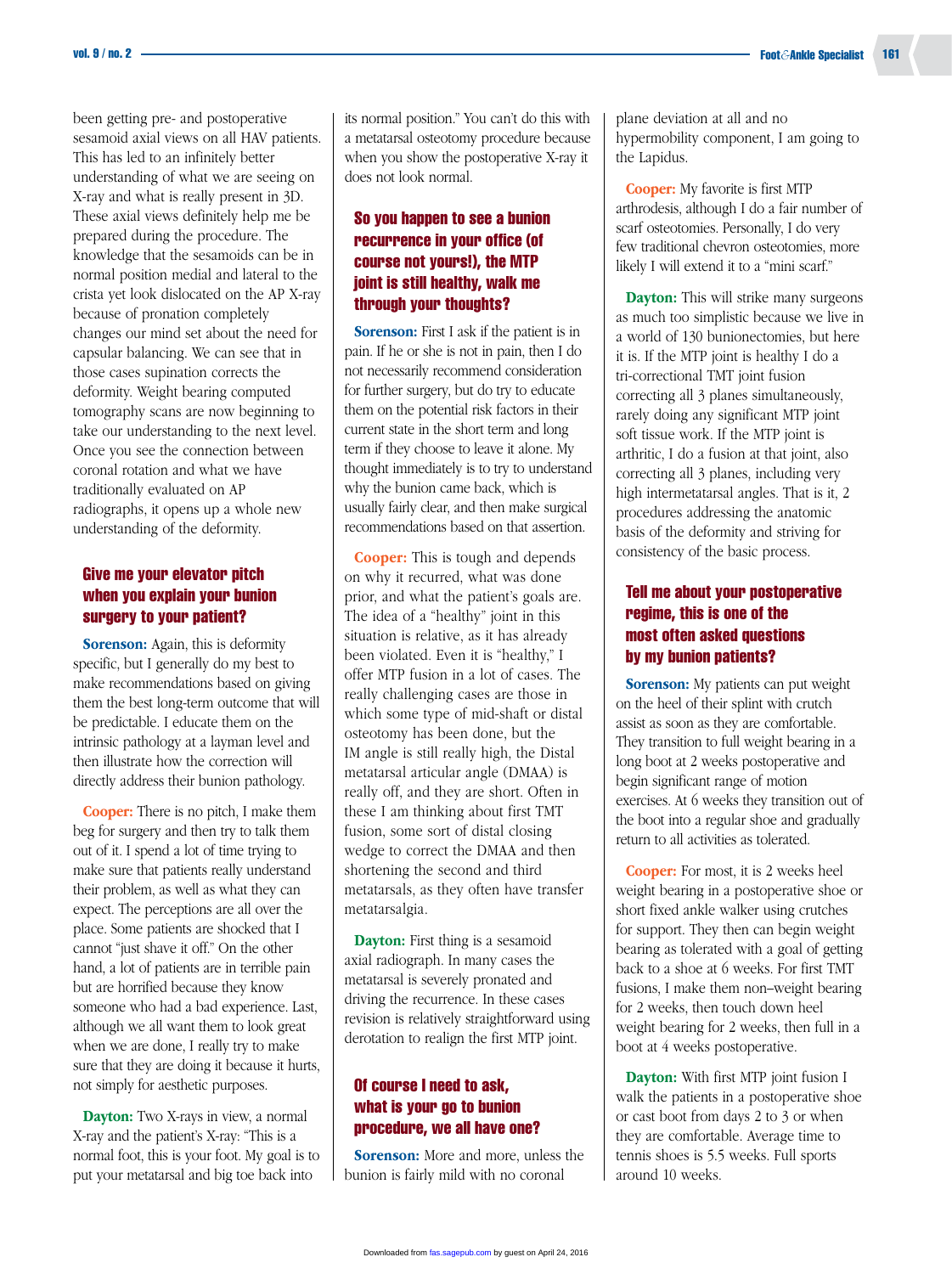been getting pre- and postoperative sesamoid axial views on all HAV patients. This has led to an infinitely better understanding of what we are seeing on X-ray and what is really present in 3D. These axial views definitely help me be prepared during the procedure. The knowledge that the sesamoids can be in normal position medial and lateral to the crista yet look dislocated on the AP X-ray because of pronation completely changes our mind set about the need for capsular balancing. We can see that in those cases supination corrects the deformity. Weight bearing computed tomography scans are now beginning to take our understanding to the next level. Once you see the connection between coronal rotation and what we have traditionally evaluated on AP radiographs, it opens up a whole new understanding of the deformity.

## Give me your elevator pitch when you explain your bunion surgery to your patient?

**Sorenson:** Again, this is deformity specific, but I generally do my best to make recommendations based on giving them the best long-term outcome that will be predictable. I educate them on the intrinsic pathology at a layman level and then illustrate how the correction will directly address their bunion pathology.

**Cooper:** There is no pitch, I make them beg for surgery and then try to talk them out of it. I spend a lot of time trying to make sure that patients really understand their problem, as well as what they can expect. The perceptions are all over the place. Some patients are shocked that I cannot "just shave it off." On the other hand, a lot of patients are in terrible pain but are horrified because they know someone who had a bad experience. Last, although we all want them to look great when we are done, I really try to make sure that they are doing it because it hurts, not simply for aesthetic purposes.

**Dayton:** Two X-rays in view, a normal X-ray and the patient's X-ray: "This is a normal foot, this is your foot. My goal is to put your metatarsal and big toe back into its normal position." You can't do this with a metatarsal osteotomy procedure because when you show the postoperative X-ray it does not look normal.

## So you happen to see a bunion recurrence in your office (of course not yours!), the MTP joint is still healthy, walk me through your thoughts?

**Sorenson:** First I ask if the patient is in pain. If he or she is not in pain, then I do not necessarily recommend consideration for further surgery, but do try to educate them on the potential risk factors in their current state in the short term and long term if they choose to leave it alone. My thought immediately is to try to understand why the bunion came back, which is usually fairly clear, and then make surgical recommendations based on that assertion.

**Cooper:** This is tough and depends on why it recurred, what was done prior, and what the patient's goals are. The idea of a "healthy" joint in this situation is relative, as it has already been violated. Even it is "healthy," I offer MTP fusion in a lot of cases. The really challenging cases are those in which some type of mid-shaft or distal osteotomy has been done, but the IM angle is still really high, the Distal metatarsal articular angle (DMAA) is really off, and they are short. Often in these I am thinking about first TMT fusion, some sort of distal closing wedge to correct the DMAA and then shortening the second and third metatarsals, as they often have transfer metatarsalgia.

**Dayton:** First thing is a sesamoid axial radiograph. In many cases the metatarsal is severely pronated and driving the recurrence. In these cases revision is relatively straightforward using derotation to realign the first MTP joint.

## Of course I need to ask, what is your go to bunion procedure, we all have one?

**Sorenson:** More and more, unless the bunion is fairly mild with no coronal plane deviation at all and no hypermobility component, I am going to the Lapidus.

**Cooper:** My favorite is first MTP arthrodesis, although I do a fair number of scarf osteotomies. Personally, I do very few traditional chevron osteotomies, more likely I will extend it to a "mini scarf."

**Dayton:** This will strike many surgeons as much too simplistic because we live in a world of 130 bunionectomies, but here it is. If the MTP joint is healthy I do a tri-correctional TMT joint fusion correcting all 3 planes simultaneously, rarely doing any significant MTP joint soft tissue work. If the MTP joint is arthritic, I do a fusion at that joint, also correcting all 3 planes, including very high intermetatarsal angles. That is it, 2 procedures addressing the anatomic basis of the deformity and striving for consistency of the basic process.

## Tell me about your postoperative regime, this is one of the most often asked questions by my bunion patients?

**Sorenson:** My patients can put weight on the heel of their splint with crutch assist as soon as they are comfortable. They transition to full weight bearing in a long boot at 2 weeks postoperative and begin significant range of motion exercises. At 6 weeks they transition out of the boot into a regular shoe and gradually return to all activities as tolerated.

**Cooper:** For most, it is 2 weeks heel weight bearing in a postoperative shoe or short fixed ankle walker using crutches for support. They then can begin weight bearing as tolerated with a goal of getting back to a shoe at 6 weeks. For first TMT fusions, I make them non–weight bearing for 2 weeks, then touch down heel weight bearing for 2 weeks, then full in a boot at 4 weeks postoperative.

**Dayton:** With first MTP joint fusion I walk the patients in a postoperative shoe or cast boot from days 2 to 3 or when they are comfortable. Average time to tennis shoes is 5.5 weeks. Full sports around 10 weeks.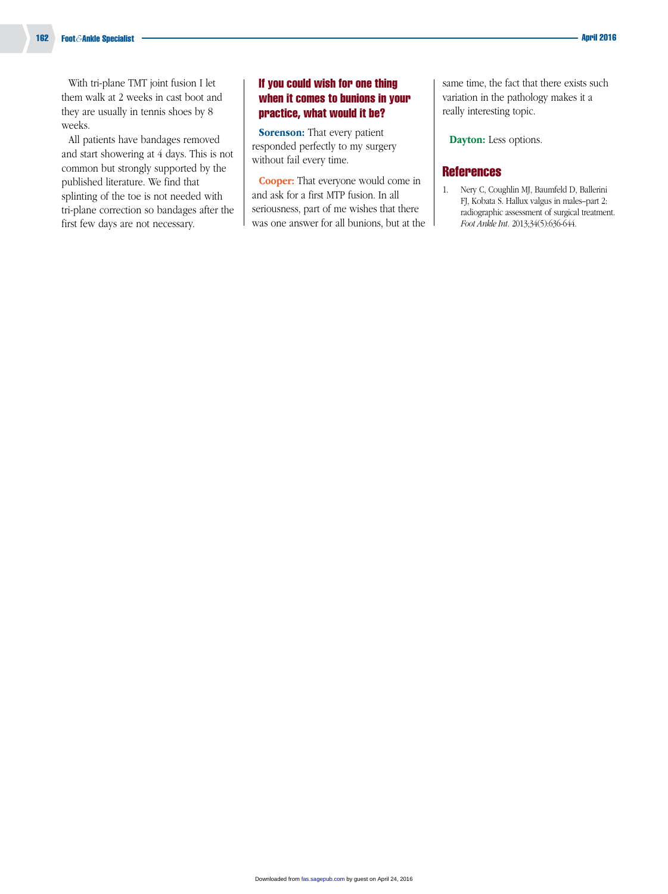With tri-plane TMT joint fusion I let them walk at 2 weeks in cast boot and they are usually in tennis shoes by 8 weeks.

All patients have bandages removed and start showering at 4 days. This is not common but strongly supported by the published literature. We find that splinting of the toe is not needed with tri-plane correction so bandages after the first few days are not necessary.

## If you could wish for one thing when it comes to bunions in your practice, what would it be?

**Sorenson:** That every patient responded perfectly to my surgery without fail every time.

**Cooper:** That everyone would come in and ask for a first MTP fusion. In all seriousness, part of me wishes that there was one answer for all bunions, but at the same time, the fact that there exists such variation in the pathology makes it a really interesting topic.

**Dayton:** Less options.

## References

1. Nery C, Coughlin MJ, Baumfeld D, Ballerini FJ, Kobata S. Hallux valgus in males–part 2: radiographic assessment of surgical treatment. *Foot Ankle Int*. 2013;34(5):636-644.